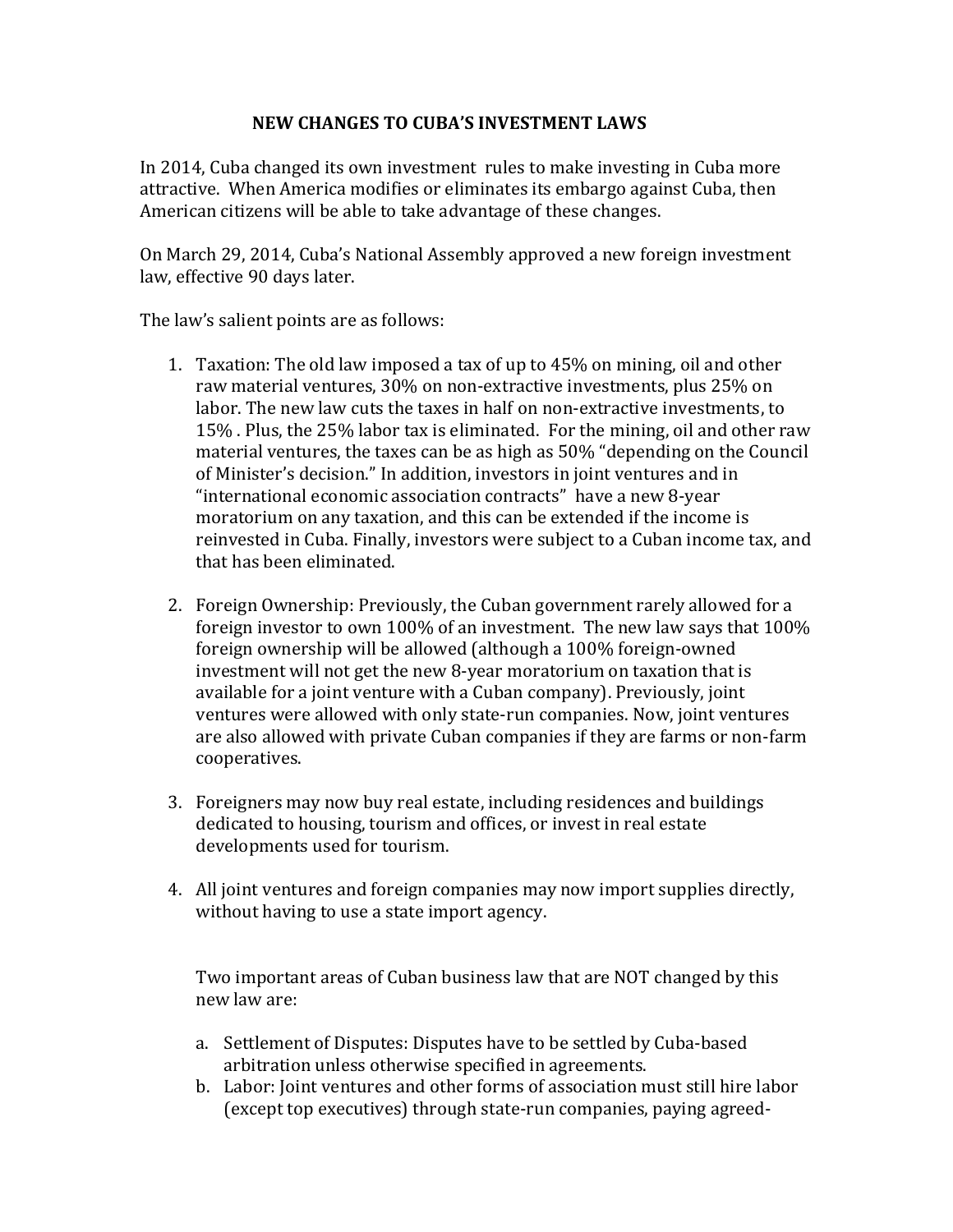# NEW CHANGES TO CUBA'S INVESTMENT LAWS

In 2014, Cuba changed its own investment rules to make investing in Cuba more attractive. When America modifies or eliminates its embargo against Cuba, then American citizens will be able to take advantage of these changes.

On March 29, 2014, Cuba's National Assembly approved a new foreign investment law, effective 90 days later.

The law's salient points are as follows:

1. Taxation: The old law imposed a tax of up to 45% on mining, oil and other raw material ventures, 30% on non-extractive investments, plus 25% on labor. The new law cuts the taxes in half on non-extractive investments, to 15% . Plus, the 25% labor tax is eliminated. For the mining, oil and other raw material ventures, the taxes can be as high as 50% "depending on the Council of Minister's decision." In addition, investors in joint ventures and in "international economic association contracts" have a new 8-year moratorium on any taxation, and this can be extended if the income is reinvested in Cuba. Finally, investors were subject to a Cuban income tax, and that has been eliminated.

2. Foreign Ownership: Previously, the Cuban government rarely allowed for a foreign investor to own 100% of an investment. The new law says that 100% foreign ownership will be allowed (although a 100% foreign-owned investment will not get the new 8-year moratorium on taxation that is available for a joint venture with a Cuban company). Previously, joint ventures were allowed with only state-run companies. Now, joint ventures are also allowed with private Cuban companies if they are farms or non-farm cooperatives.

3. Foreigners may now buy real estate, including residences and buildings dedicated to housing, tourism and offices, or invest in real estate developments used for tourism.

4. All joint ventures and foreign companies may now import supplies directly, without having to use a state import agency.

Two important areas of Cuban business law that are NOT changed by this new law are:

a. Settlement of Disputes: Disputes have to be settled by Cuba-based arbitration unless otherwise specified in agreements.
b. Labor: Joint ventures and other forms of association must still hire labor (except top executives) through state-run companies, paying agreed-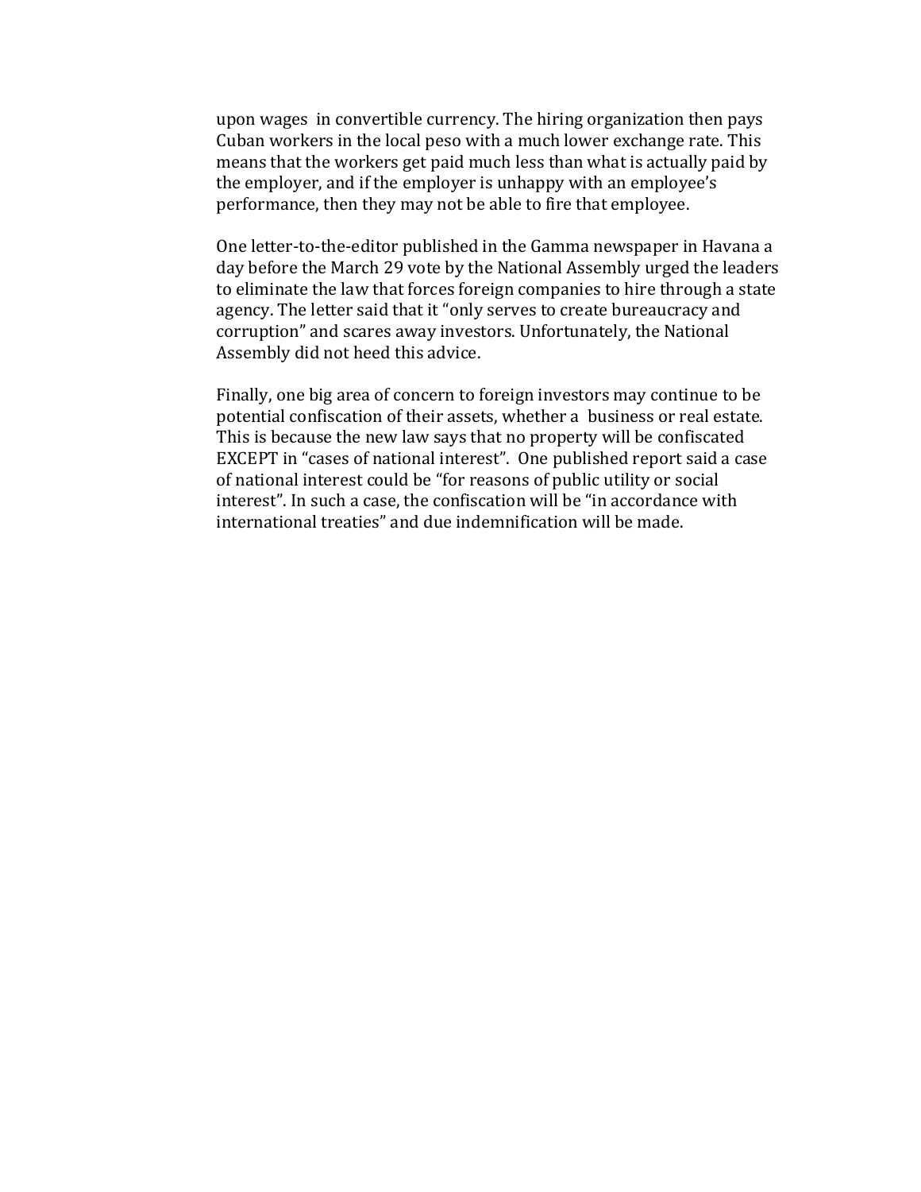upon wages in convertible currency. The hiring organization then pays Cuban workers in the local peso with a much lower exchange rate. This means that the workers get paid much less than what is actually paid by the employer, and if the employer is unhappy with an employee's performance, then they may not be able to fire that employee.

One letter-to-the-editor published in the Gamma newspaper in Havana a day before the March 29 vote by the National Assembly urged the leaders to eliminate the law that forces foreign companies to hire through a state agency. The letter said that it "only serves to create bureaucracy and corruption" and scares away investors. Unfortunately, the National Assembly did not heed this advice.

Finally, one big area of concern to foreign investors may continue to be potential confiscation of their assets, whether a business or real estate. This is because the new law says that no property will be confiscated EXCEPT in "cases of national interest". One published report said a case of national interest could be "for reasons of public utility or social interest". In such a case, the confiscation will be "in accordance with international treaties" and due indemnification will be made.